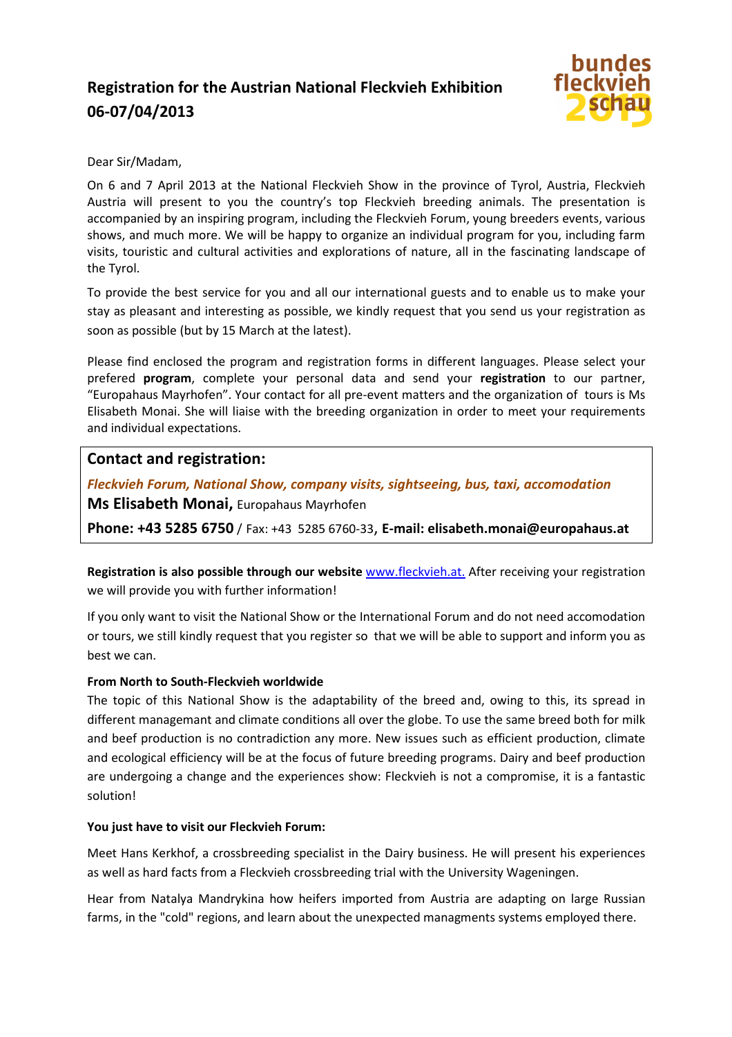# Registration for the Austrian National Fleckvieh Exhibition 06-07/04/2013

bundes fleckvieh schau 2013

Dear Sir/Madam,

On 6 and 7 April 2013 at the National Fleckvieh Show in the province of Tyrol, Austria, Fleckvieh Austria will present to you the country's top Fleckvieh breeding animals. The presentation is accompanied by an inspiring program, including the Fleckvieh Forum, young breeders events, various shows, and much more. We will be happy to organize an individual program for you, including farm visits, touristic and cultural activities and explorations of nature, all in the fascinating landscape of the Tyrol.

To provide the best service for you and all our international guests and to enable us to make your stay as pleasant and interesting as possible, we kindly request that you send us your registration as soon as possible (but by 15 March at the latest).

Please find enclosed the program and registration forms in different languages. Please select your prefered **program**, complete your personal data and send your **registration** to our partner, "Europahaus Mayrhofen". Your contact for all pre-event matters and the organization of tours is Ms Elisabeth Monai. She will liaise with the breeding organization in order to meet your requirements and individual expectations.

## Contact and registration:

***Fleckvieh Forum, National Show, company visits, sightseeing, bus, taxi, accomodation***

**Ms Elisabeth Monai,** Europahaus Mayrhofen

**Phone: +43 5285 6750** / Fax: +43 5285 6760-33, **E-mail: elisabeth.monai@europahaus.at**

**Registration is also possible through our website** www.fleckvieh.at. After receiving your registration we will provide you with further information!

If you only want to visit the National Show or the International Forum and do not need accomodation or tours, we still kindly request that you register so that we will be able to support and inform you as best we can.

**From North to South-Fleckvieh worldwide**

The topic of this National Show is the adaptability of the breed and, owing to this, its spread in different managemant and climate conditions all over the globe. To use the same breed both for milk and beef production is no contradiction any more. New issues such as efficient production, climate and ecological efficiency will be at the focus of future breeding programs. Dairy and beef production are undergoing a change and the experiences show: Fleckvieh is not a compromise, it is a fantastic solution!

**You just have to visit our Fleckvieh Forum:**

Meet Hans Kerkhof, a crossbreeding specialist in the Dairy business. He will present his experiences as well as hard facts from a Fleckvieh crossbreeding trial with the University Wageningen.

Hear from Natalya Mandrykina how heifers imported from Austria are adapting on large Russian farms, in the "cold" regions, and learn about the unexpected managments systems employed there.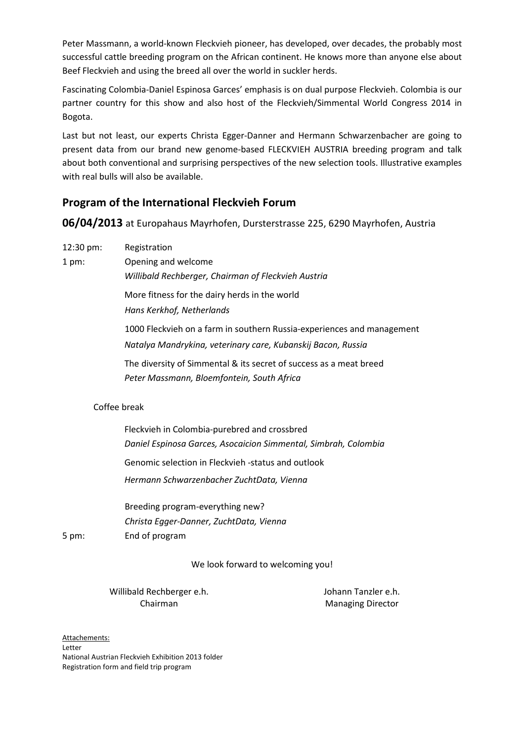Peter Massmann, a world-known Fleckvieh pioneer, has developed, over decades, the probably most successful cattle breeding program on the African continent. He knows more than anyone else about Beef Fleckvieh and using the breed all over the world in suckler herds.

Fascinating Colombia-Daniel Espinosa Garces' emphasis is on dual purpose Fleckvieh. Colombia is our partner country for this show and also host of the Fleckvieh/Simmental World Congress 2014 in Bogota.

Last but not least, our experts Christa Egger-Danner and Hermann Schwarzenbacher are going to present data from our brand new genome-based FLECKVIEH AUSTRIA breeding program and talk about both conventional and surprising perspectives of the new selection tools. Illustrative examples with real bulls will also be available.

## Program of the International Fleckvieh Forum

**06/04/2013** at Europahaus Mayrhofen, Dursterstrasse 225, 6290 Mayrhofen, Austria

12:30 pm: Registration

1 pm: Opening and welcome
*Willibald Rechberger, Chairman of Fleckvieh Austria*

More fitness for the dairy herds in the world
*Hans Kerkhof, Netherlands*

1000 Fleckvieh on a farm in southern Russia-experiences and management
*Natalya Mandrykina, veterinary care, Kubanskij Bacon, Russia*

The diversity of Simmental & its secret of success as a meat breed
*Peter Massmann, Bloemfontein, South Africa*

Coffee break

Fleckvieh in Colombia-purebred and crossbred
*Daniel Espinosa Garces, Asocaicion Simmental, Simbrah, Colombia*

Genomic selection in Fleckvieh -status and outlook
*Hermann Schwarzenbacher ZuchtData, Vienna*

Breeding program-everything new?
*Christa Egger-Danner, ZuchtData, Vienna*

5 pm: End of program

We look forward to welcoming you!

Willibald Rechberger e.h.
Chairman

Johann Tanzler e.h.
Managing Director

Attachements:
Letter
National Austrian Fleckvieh Exhibition 2013 folder
Registration form and field trip program